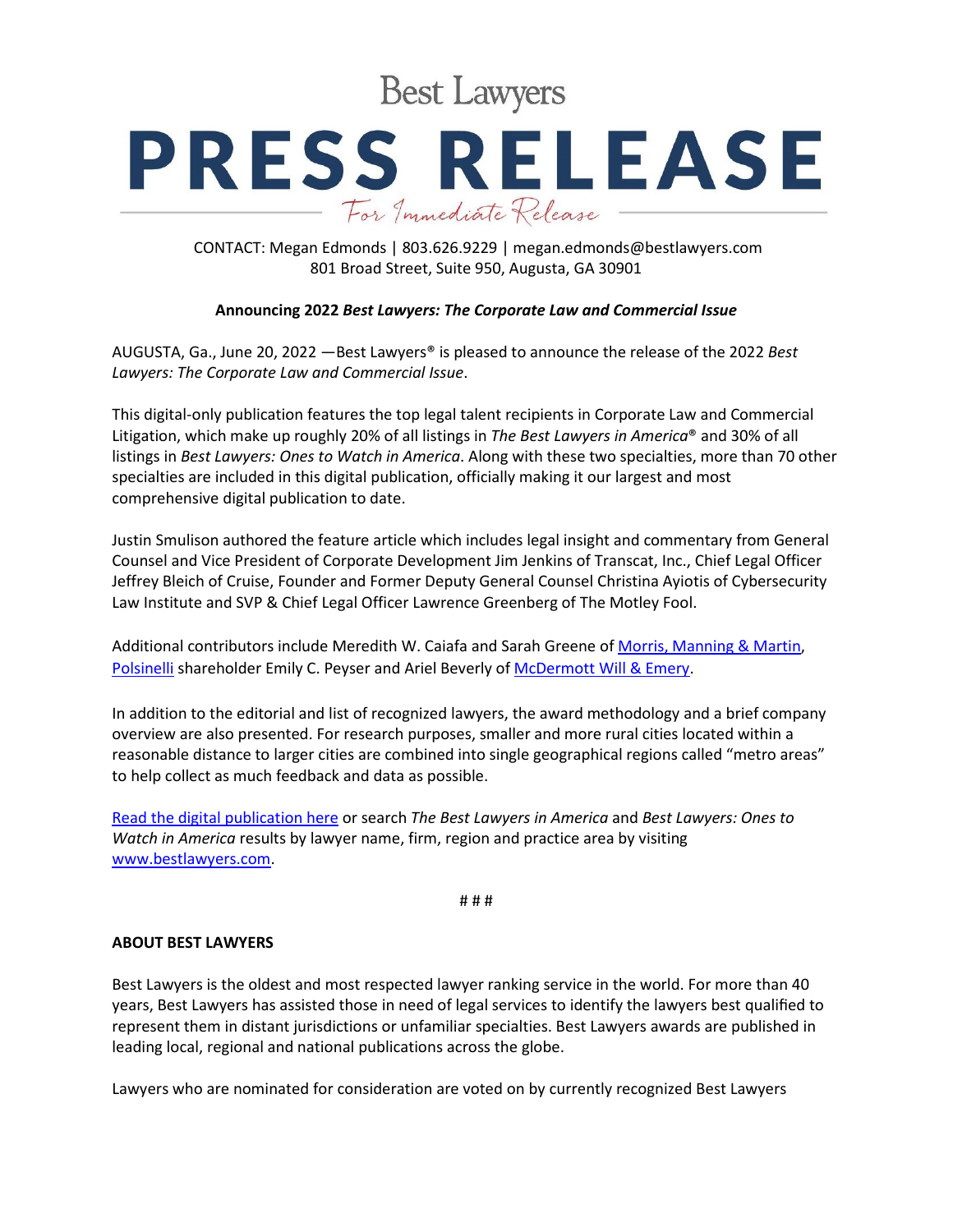Best Lawyers

# PRESS RELEASE

For Immediate Release

CONTACT: Megan Edmonds | 803.626.9229 | megan.edmonds@bestlawyers.com
801 Broad Street, Suite 950, Augusta, GA 30901

**Announcing 2022 *Best Lawyers: The Corporate Law and Commercial Issue***

AUGUSTA, Ga., June 20, 2022 —Best Lawyers® is pleased to announce the release of the 2022 *Best Lawyers: The Corporate Law and Commercial Issue*.

This digital-only publication features the top legal talent recipients in Corporate Law and Commercial Litigation, which make up roughly 20% of all listings in *The Best Lawyers in America*® and 30% of all listings in *Best Lawyers: Ones to Watch in America*. Along with these two specialties, more than 70 other specialties are included in this digital publication, officially making it our largest and most comprehensive digital publication to date.

Justin Smulison authored the feature article which includes legal insight and commentary from General Counsel and Vice President of Corporate Development Jim Jenkins of Transcat, Inc., Chief Legal Officer Jeffrey Bleich of Cruise, Founder and Former Deputy General Counsel Christina Ayiotis of Cybersecurity Law Institute and SVP & Chief Legal Officer Lawrence Greenberg of The Motley Fool.

Additional contributors include Meredith W. Caiafa and Sarah Greene of Morris, Manning & Martin, Polsinelli shareholder Emily C. Peyser and Ariel Beverly of McDermott Will & Emery.

In addition to the editorial and list of recognized lawyers, the award methodology and a brief company overview are also presented. For research purposes, smaller and more rural cities located within a reasonable distance to larger cities are combined into single geographical regions called "metro areas" to help collect as much feedback and data as possible.

Read the digital publication here or search *The Best Lawyers in America* and *Best Lawyers: Ones to Watch in America* results by lawyer name, firm, region and practice area by visiting www.bestlawyers.com.

# # #

**ABOUT BEST LAWYERS**

Best Lawyers is the oldest and most respected lawyer ranking service in the world. For more than 40 years, Best Lawyers has assisted those in need of legal services to identify the lawyers best qualified to represent them in distant jurisdictions or unfamiliar specialties. Best Lawyers awards are published in leading local, regional and national publications across the globe.

Lawyers who are nominated for consideration are voted on by currently recognized Best Lawyers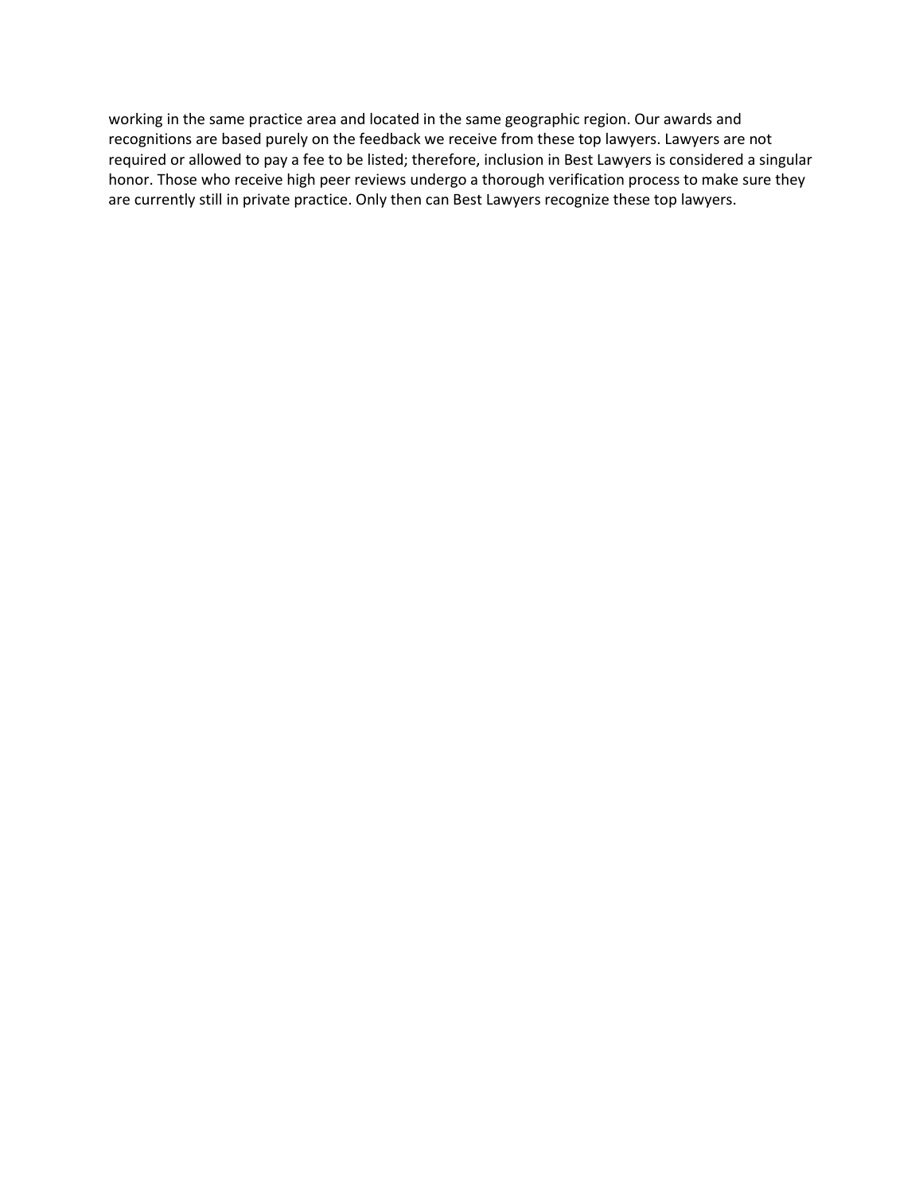working in the same practice area and located in the same geographic region. Our awards and recognitions are based purely on the feedback we receive from these top lawyers. Lawyers are not required or allowed to pay a fee to be listed; therefore, inclusion in Best Lawyers is considered a singular honor. Those who receive high peer reviews undergo a thorough verification process to make sure they are currently still in private practice. Only then can Best Lawyers recognize these top lawyers.